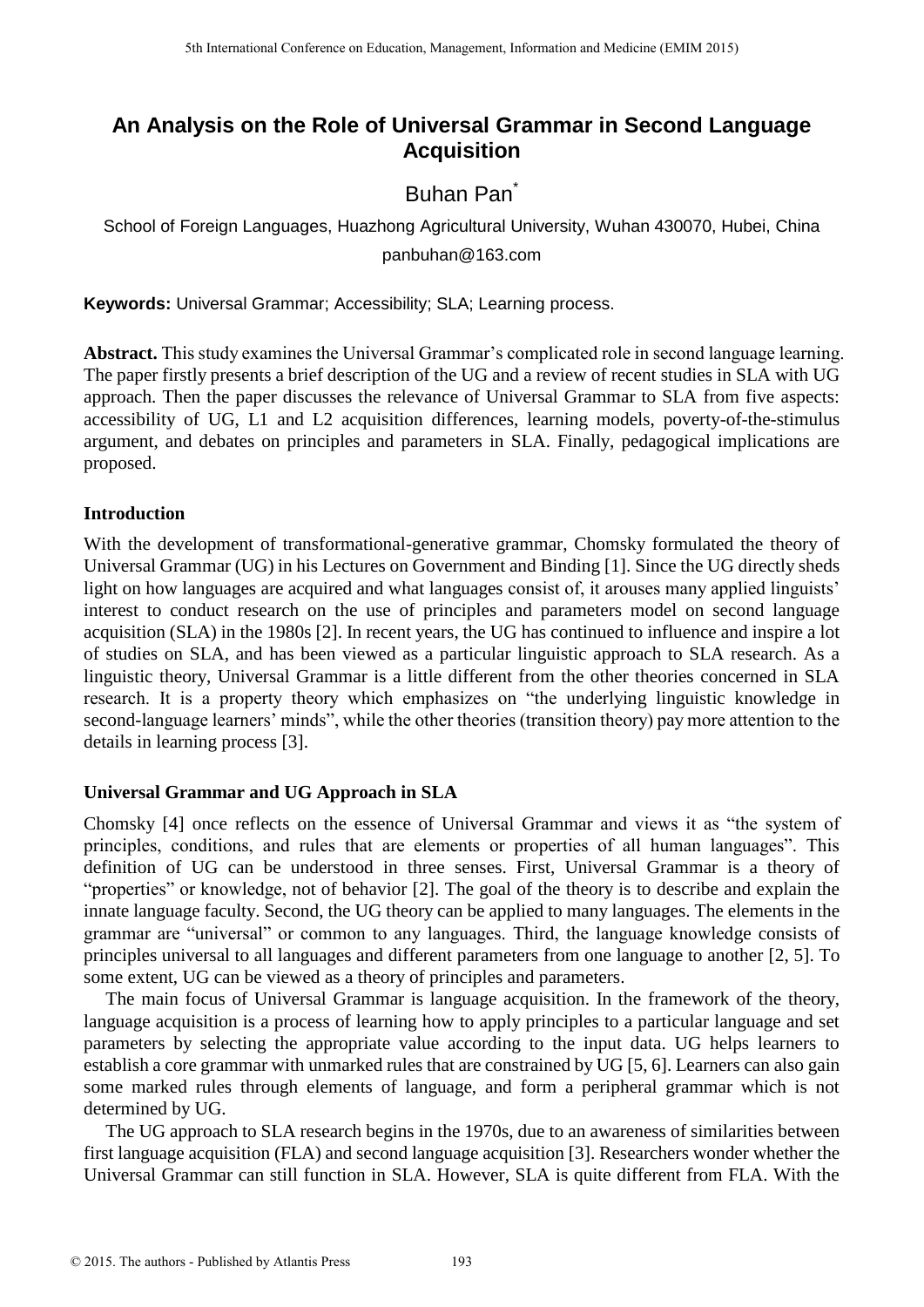# An Analysis on the Role of Universal Grammar in Second Language Acquisition

Buhan Pan*

School of Foreign Languages, Huazhong Agricultural University, Wuhan 430070, Hubei, China

panbuhan@163.com

**Keywords:** Universal Grammar; Accessibility; SLA; Learning process.

**Abstract.** This study examines the Universal Grammar's complicated role in second language learning. The paper firstly presents a brief description of the UG and a review of recent studies in SLA with UG approach. Then the paper discusses the relevance of Universal Grammar to SLA from five aspects: accessibility of UG, L1 and L2 acquisition differences, learning models, poverty-of-the-stimulus argument, and debates on principles and parameters in SLA. Finally, pedagogical implications are proposed.

## Introduction

With the development of transformational-generative grammar, Chomsky formulated the theory of Universal Grammar (UG) in his Lectures on Government and Binding [1]. Since the UG directly sheds light on how languages are acquired and what languages consist of, it arouses many applied linguists' interest to conduct research on the use of principles and parameters model on second language acquisition (SLA) in the 1980s [2]. In recent years, the UG has continued to influence and inspire a lot of studies on SLA, and has been viewed as a particular linguistic approach to SLA research. As a linguistic theory, Universal Grammar is a little different from the other theories concerned in SLA research. It is a property theory which emphasizes on "the underlying linguistic knowledge in second-language learners' minds", while the other theories (transition theory) pay more attention to the details in learning process [3].

## Universal Grammar and UG Approach in SLA

Chomsky [4] once reflects on the essence of Universal Grammar and views it as "the system of principles, conditions, and rules that are elements or properties of all human languages". This definition of UG can be understood in three senses. First, Universal Grammar is a theory of "properties" or knowledge, not of behavior [2]. The goal of the theory is to describe and explain the innate language faculty. Second, the UG theory can be applied to many languages. The elements in the grammar are "universal" or common to any languages. Third, the language knowledge consists of principles universal to all languages and different parameters from one language to another [2, 5]. To some extent, UG can be viewed as a theory of principles and parameters.

The main focus of Universal Grammar is language acquisition. In the framework of the theory, language acquisition is a process of learning how to apply principles to a particular language and set parameters by selecting the appropriate value according to the input data. UG helps learners to establish a core grammar with unmarked rules that are constrained by UG [5, 6]. Learners can also gain some marked rules through elements of language, and form a peripheral grammar which is not determined by UG.

The UG approach to SLA research begins in the 1970s, due to an awareness of similarities between first language acquisition (FLA) and second language acquisition [3]. Researchers wonder whether the Universal Grammar can still function in SLA. However, SLA is quite different from FLA. With the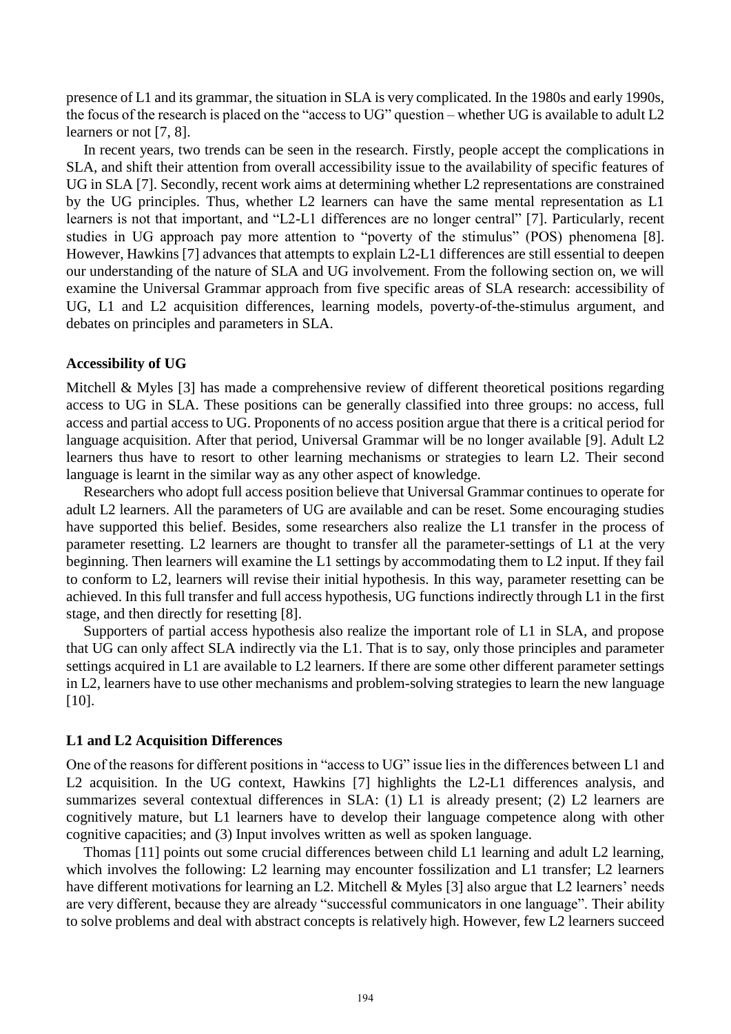presence of L1 and its grammar, the situation in SLA is very complicated. In the 1980s and early 1990s, the focus of the research is placed on the "access to UG" question – whether UG is available to adult L2 learners or not [7, 8].

In recent years, two trends can be seen in the research. Firstly, people accept the complications in SLA, and shift their attention from overall accessibility issue to the availability of specific features of UG in SLA [7]. Secondly, recent work aims at determining whether L2 representations are constrained by the UG principles. Thus, whether L2 learners can have the same mental representation as L1 learners is not that important, and "L2-L1 differences are no longer central" [7]. Particularly, recent studies in UG approach pay more attention to "poverty of the stimulus" (POS) phenomena [8]. However, Hawkins [7] advances that attempts to explain L2-L1 differences are still essential to deepen our understanding of the nature of SLA and UG involvement. From the following section on, we will examine the Universal Grammar approach from five specific areas of SLA research: accessibility of UG, L1 and L2 acquisition differences, learning models, poverty-of-the-stimulus argument, and debates on principles and parameters in SLA.

**Accessibility of UG**

Mitchell & Myles [3] has made a comprehensive review of different theoretical positions regarding access to UG in SLA. These positions can be generally classified into three groups: no access, full access and partial access to UG. Proponents of no access position argue that there is a critical period for language acquisition. After that period, Universal Grammar will be no longer available [9]. Adult L2 learners thus have to resort to other learning mechanisms or strategies to learn L2. Their second language is learnt in the similar way as any other aspect of knowledge.

Researchers who adopt full access position believe that Universal Grammar continues to operate for adult L2 learners. All the parameters of UG are available and can be reset. Some encouraging studies have supported this belief. Besides, some researchers also realize the L1 transfer in the process of parameter resetting. L2 learners are thought to transfer all the parameter-settings of L1 at the very beginning. Then learners will examine the L1 settings by accommodating them to L2 input. If they fail to conform to L2, learners will revise their initial hypothesis. In this way, parameter resetting can be achieved. In this full transfer and full access hypothesis, UG functions indirectly through L1 in the first stage, and then directly for resetting [8].

Supporters of partial access hypothesis also realize the important role of L1 in SLA, and propose that UG can only affect SLA indirectly via the L1. That is to say, only those principles and parameter settings acquired in L1 are available to L2 learners. If there are some other different parameter settings in L2, learners have to use other mechanisms and problem-solving strategies to learn the new language [10].

**L1 and L2 Acquisition Differences**

One of the reasons for different positions in "access to UG" issue lies in the differences between L1 and L2 acquisition. In the UG context, Hawkins [7] highlights the L2-L1 differences analysis, and summarizes several contextual differences in SLA: (1) L1 is already present; (2) L2 learners are cognitively mature, but L1 learners have to develop their language competence along with other cognitive capacities; and (3) Input involves written as well as spoken language.

Thomas [11] points out some crucial differences between child L1 learning and adult L2 learning, which involves the following: L2 learning may encounter fossilization and L1 transfer; L2 learners have different motivations for learning an L2. Mitchell & Myles [3] also argue that L2 learners' needs are very different, because they are already "successful communicators in one language". Their ability to solve problems and deal with abstract concepts is relatively high. However, few L2 learners succeed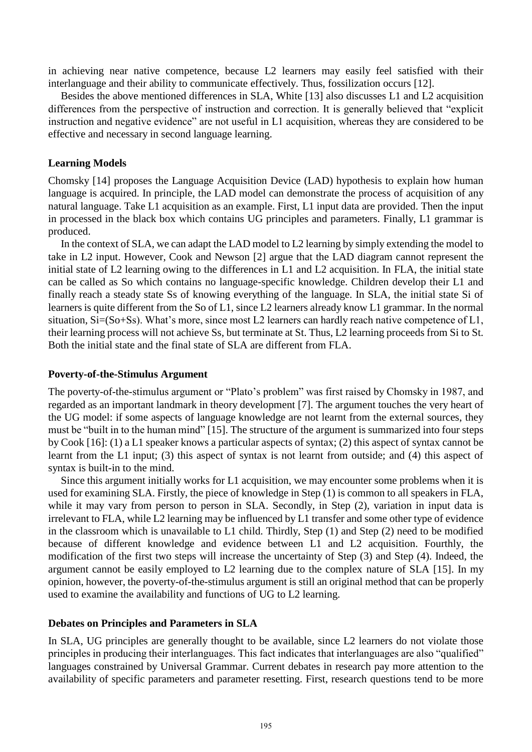in achieving near native competence, because L2 learners may easily feel satisfied with their interlanguage and their ability to communicate effectively. Thus, fossilization occurs [12].

Besides the above mentioned differences in SLA, White [13] also discusses L1 and L2 acquisition differences from the perspective of instruction and correction. It is generally believed that "explicit instruction and negative evidence" are not useful in L1 acquisition, whereas they are considered to be effective and necessary in second language learning.

### Learning Models

Chomsky [14] proposes the Language Acquisition Device (LAD) hypothesis to explain how human language is acquired. In principle, the LAD model can demonstrate the process of acquisition of any natural language. Take L1 acquisition as an example. First, L1 input data are provided. Then the input in processed in the black box which contains UG principles and parameters. Finally, L1 grammar is produced.

In the context of SLA, we can adapt the LAD model to L2 learning by simply extending the model to take in L2 input. However, Cook and Newson [2] argue that the LAD diagram cannot represent the initial state of L2 learning owing to the differences in L1 and L2 acquisition. In FLA, the initial state can be called as So which contains no language-specific knowledge. Children develop their L1 and finally reach a steady state Ss of knowing everything of the language. In SLA, the initial state Si of learners is quite different from the So of L1, since L2 learners already know L1 grammar. In the normal situation, Si=(So+Ss). What's more, since most L2 learners can hardly reach native competence of L1, their learning process will not achieve Ss, but terminate at St. Thus, L2 learning proceeds from Si to St. Both the initial state and the final state of SLA are different from FLA.

### Poverty-of-the-Stimulus Argument

The poverty-of-the-stimulus argument or "Plato's problem" was first raised by Chomsky in 1987, and regarded as an important landmark in theory development [7]. The argument touches the very heart of the UG model: if some aspects of language knowledge are not learnt from the external sources, they must be "built in to the human mind" [15]. The structure of the argument is summarized into four steps by Cook [16]: (1) a L1 speaker knows a particular aspects of syntax; (2) this aspect of syntax cannot be learnt from the L1 input; (3) this aspect of syntax is not learnt from outside; and (4) this aspect of syntax is built-in to the mind.

Since this argument initially works for L1 acquisition, we may encounter some problems when it is used for examining SLA. Firstly, the piece of knowledge in Step (1) is common to all speakers in FLA, while it may vary from person to person in SLA. Secondly, in Step (2), variation in input data is irrelevant to FLA, while L2 learning may be influenced by L1 transfer and some other type of evidence in the classroom which is unavailable to L1 child. Thirdly, Step (1) and Step (2) need to be modified because of different knowledge and evidence between L1 and L2 acquisition. Fourthly, the modification of the first two steps will increase the uncertainty of Step (3) and Step (4). Indeed, the argument cannot be easily employed to L2 learning due to the complex nature of SLA [15]. In my opinion, however, the poverty-of-the-stimulus argument is still an original method that can be properly used to examine the availability and functions of UG to L2 learning.

### Debates on Principles and Parameters in SLA

In SLA, UG principles are generally thought to be available, since L2 learners do not violate those principles in producing their interlanguages. This fact indicates that interlanguages are also "qualified" languages constrained by Universal Grammar. Current debates in research pay more attention to the availability of specific parameters and parameter resetting. First, research questions tend to be more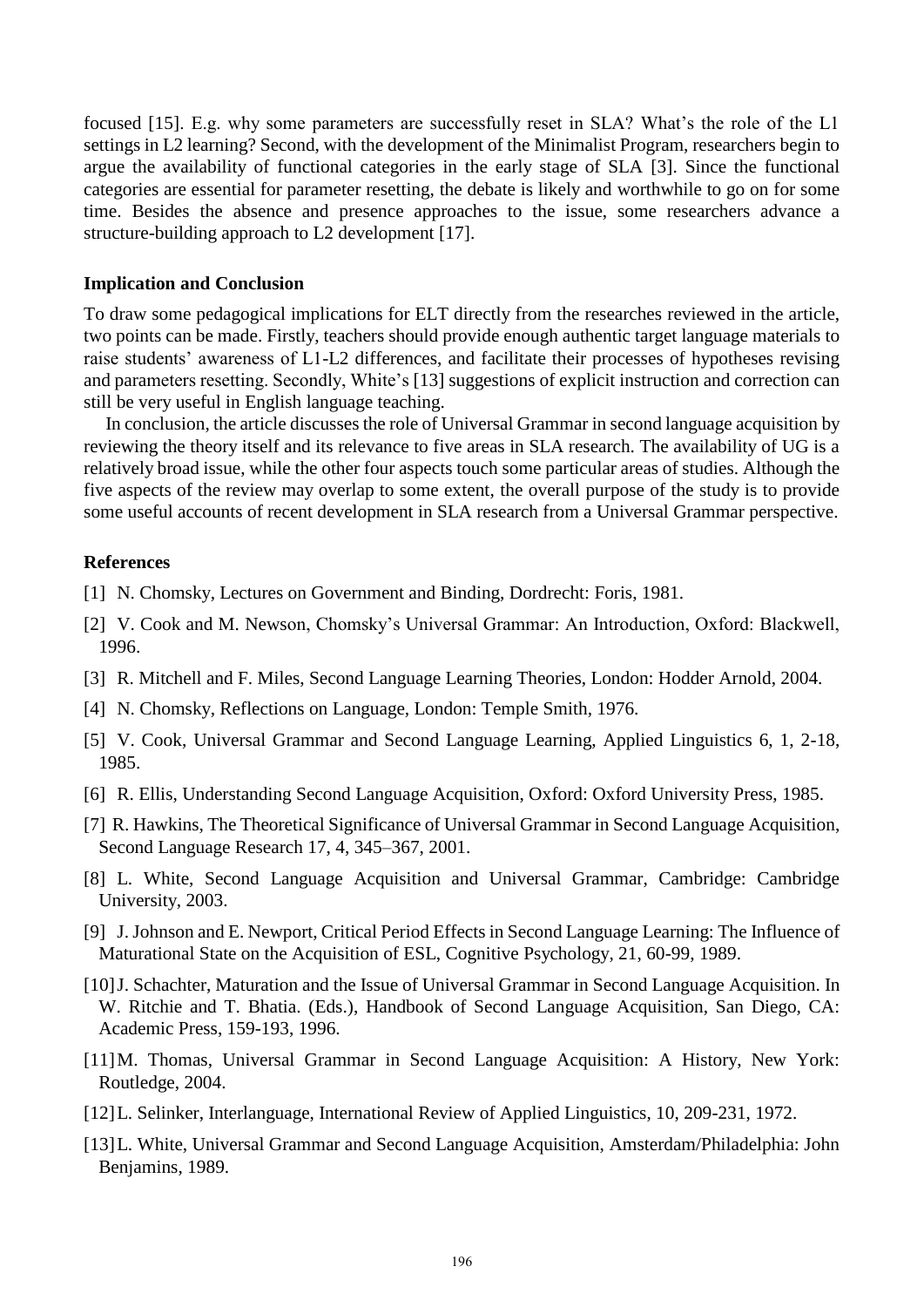focused [15]. E.g. why some parameters are successfully reset in SLA? What's the role of the L1 settings in L2 learning? Second, with the development of the Minimalist Program, researchers begin to argue the availability of functional categories in the early stage of SLA [3]. Since the functional categories are essential for parameter resetting, the debate is likely and worthwhile to go on for some time. Besides the absence and presence approaches to the issue, some researchers advance a structure-building approach to L2 development [17].

### Implication and Conclusion

To draw some pedagogical implications for ELT directly from the researches reviewed in the article, two points can be made. Firstly, teachers should provide enough authentic target language materials to raise students' awareness of L1-L2 differences, and facilitate their processes of hypotheses revising and parameters resetting. Secondly, White's [13] suggestions of explicit instruction and correction can still be very useful in English language teaching.

In conclusion, the article discusses the role of Universal Grammar in second language acquisition by reviewing the theory itself and its relevance to five areas in SLA research. The availability of UG is a relatively broad issue, while the other four aspects touch some particular areas of studies. Although the five aspects of the review may overlap to some extent, the overall purpose of the study is to provide some useful accounts of recent development in SLA research from a Universal Grammar perspective.

### References

[1] N. Chomsky, Lectures on Government and Binding, Dordrecht: Foris, 1981.

[2] V. Cook and M. Newson, Chomsky's Universal Grammar: An Introduction, Oxford: Blackwell, 1996.

[3] R. Mitchell and F. Miles, Second Language Learning Theories, London: Hodder Arnold, 2004.

[4] N. Chomsky, Reflections on Language, London: Temple Smith, 1976.

[5] V. Cook, Universal Grammar and Second Language Learning, Applied Linguistics 6, 1, 2-18, 1985.

[6] R. Ellis, Understanding Second Language Acquisition, Oxford: Oxford University Press, 1985.

[7] R. Hawkins, The Theoretical Significance of Universal Grammar in Second Language Acquisition, Second Language Research 17, 4, 345–367, 2001.

[8] L. White, Second Language Acquisition and Universal Grammar, Cambridge: Cambridge University, 2003.

[9] J. Johnson and E. Newport, Critical Period Effects in Second Language Learning: The Influence of Maturational State on the Acquisition of ESL, Cognitive Psychology, 21, 60-99, 1989.

[10] J. Schachter, Maturation and the Issue of Universal Grammar in Second Language Acquisition. In W. Ritchie and T. Bhatia. (Eds.), Handbook of Second Language Acquisition, San Diego, CA: Academic Press, 159-193, 1996.

[11] M. Thomas, Universal Grammar in Second Language Acquisition: A History, New York: Routledge, 2004.

[12] L. Selinker, Interlanguage, International Review of Applied Linguistics, 10, 209-231, 1972.

[13] L. White, Universal Grammar and Second Language Acquisition, Amsterdam/Philadelphia: John Benjamins, 1989.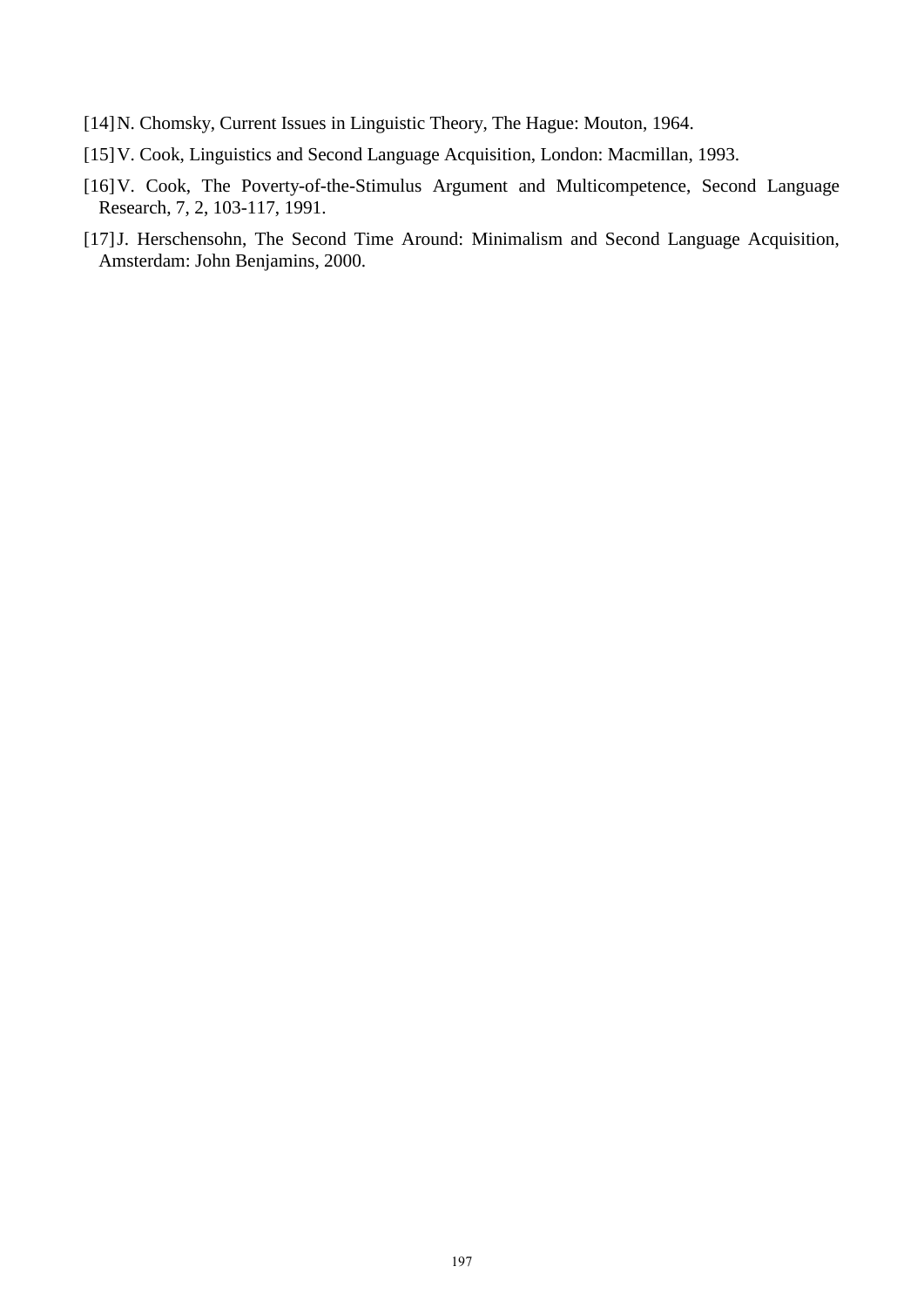[14] N. Chomsky, Current Issues in Linguistic Theory, The Hague: Mouton, 1964.

[15] V. Cook, Linguistics and Second Language Acquisition, London: Macmillan, 1993.

[16] V. Cook, The Poverty-of-the-Stimulus Argument and Multicompetence, Second Language Research, 7, 2, 103-117, 1991.

[17] J. Herschensohn, The Second Time Around: Minimalism and Second Language Acquisition, Amsterdam: John Benjamins, 2000.